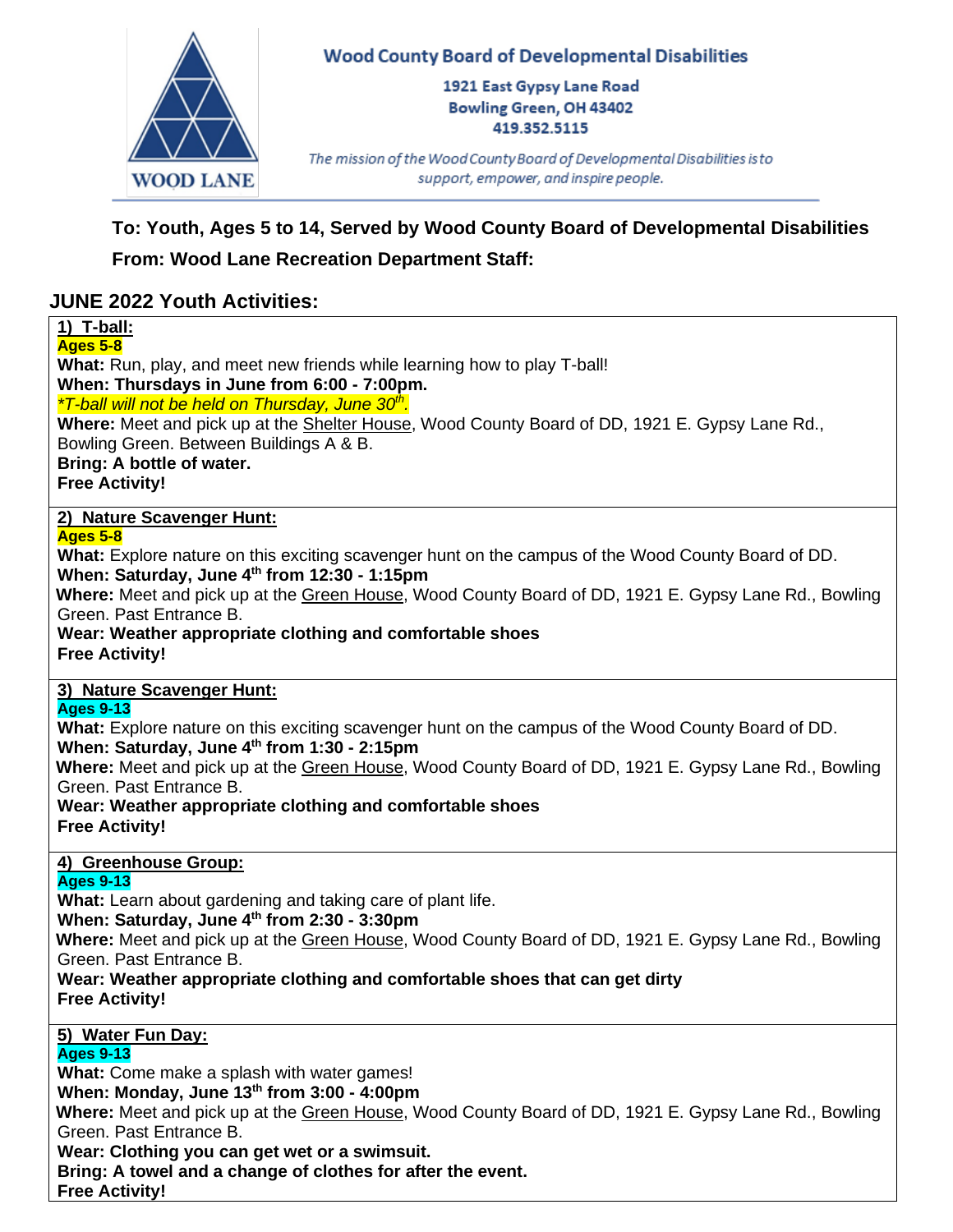WOOD LANE

**Wood County Board of Developmental Disabilities**

**1921 East Gypsy Lane Road**
**Bowling Green, OH 43402**
**419.352.5115**

*The mission of the Wood County Board of Developmental Disabilities is to support, empower, and inspire people.*

**To: Youth, Ages 5 to 14, Served by Wood County Board of Developmental Disabilities**

**From: Wood Lane Recreation Department Staff:**

## JUNE 2022 Youth Activities:

**1) T-ball:**
**Ages 5-8**
**What:** Run, play, and meet new friends while learning how to play T-ball!
**When: Thursdays in June from 6:00 - 7:00pm.**
*\*T-ball will not be held on Thursday, June 30th.*
**Where:** Meet and pick up at the Shelter House, Wood County Board of DD, 1921 E. Gypsy Lane Rd., Bowling Green. Between Buildings A & B.
**Bring: A bottle of water.**
**Free Activity!**

**2) Nature Scavenger Hunt:**
**Ages 5-8**
**What:** Explore nature on this exciting scavenger hunt on the campus of the Wood County Board of DD.
**When: Saturday, June 4th from 12:30 - 1:15pm**
**Where:** Meet and pick up at the Green House, Wood County Board of DD, 1921 E. Gypsy Lane Rd., Bowling Green. Past Entrance B.
**Wear: Weather appropriate clothing and comfortable shoes**
**Free Activity!**

**3) Nature Scavenger Hunt:**
**Ages 9-13**
**What:** Explore nature on this exciting scavenger hunt on the campus of the Wood County Board of DD.
**When: Saturday, June 4th from 1:30 - 2:15pm**
**Where:** Meet and pick up at the Green House, Wood County Board of DD, 1921 E. Gypsy Lane Rd., Bowling Green. Past Entrance B.
**Wear: Weather appropriate clothing and comfortable shoes**
**Free Activity!**

**4) Greenhouse Group:**
**Ages 9-13**
**What:** Learn about gardening and taking care of plant life.
**When: Saturday, June 4th from 2:30 - 3:30pm**
**Where:** Meet and pick up at the Green House, Wood County Board of DD, 1921 E. Gypsy Lane Rd., Bowling Green. Past Entrance B.
**Wear: Weather appropriate clothing and comfortable shoes that can get dirty**
**Free Activity!**

**5) Water Fun Day:**
**Ages 9-13**
**What:** Come make a splash with water games!
**When: Monday, June 13th from 3:00 - 4:00pm**
**Where:** Meet and pick up at the Green House, Wood County Board of DD, 1921 E. Gypsy Lane Rd., Bowling Green. Past Entrance B.
**Wear: Clothing you can get wet or a swimsuit.**
**Bring: A towel and a change of clothes for after the event.**
**Free Activity!**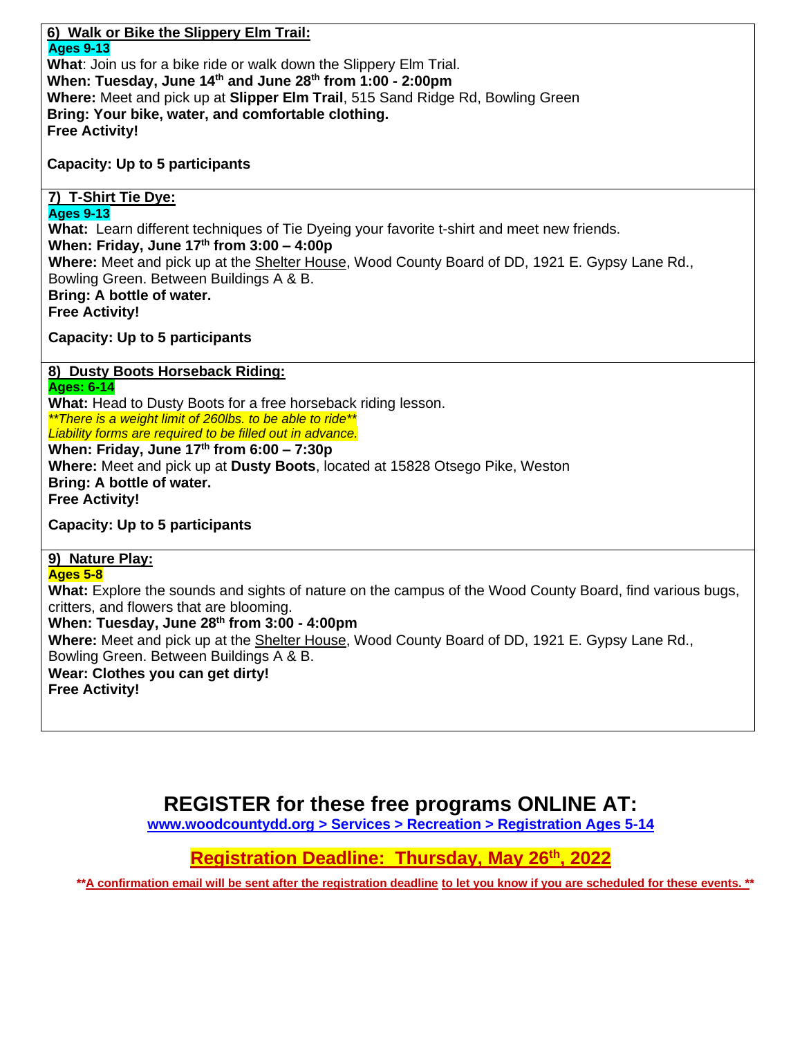### 6) Walk or Bike the Slippery Elm Trail:

**Ages 9-13**

**What**: Join us for a bike ride or walk down the Slippery Elm Trial.
**When: Tuesday, June 14th and June 28th from 1:00 - 2:00pm**
**Where:** Meet and pick up at **Slipper Elm Trail**, 515 Sand Ridge Rd, Bowling Green
**Bring: Your bike, water, and comfortable clothing.**
**Free Activity!**

**Capacity: Up to 5 participants**

### 7) T-Shirt Tie Dye:

**Ages 9-13**

**What:** Learn different techniques of Tie Dyeing your favorite t-shirt and meet new friends.
**When: Friday, June 17th from 3:00 – 4:00p**
**Where:** Meet and pick up at the Shelter House, Wood County Board of DD, 1921 E. Gypsy Lane Rd., Bowling Green. Between Buildings A & B.
**Bring: A bottle of water.**
**Free Activity!**

**Capacity: Up to 5 participants**

### 8) Dusty Boots Horseback Riding:

**Ages: 6-14**

**What:** Head to Dusty Boots for a free horseback riding lesson.
*\*\*There is a weight limit of 260lbs. to be able to ride\*\**
*Liability forms are required to be filled out in advance.*
**When: Friday, June 17th from 6:00 – 7:30p**
**Where:** Meet and pick up at **Dusty Boots**, located at 15828 Otsego Pike, Weston
**Bring: A bottle of water.**
**Free Activity!**

**Capacity: Up to 5 participants**

### 9) Nature Play:

**Ages 5-8**

**What:** Explore the sounds and sights of nature on the campus of the Wood County Board, find various bugs, critters, and flowers that are blooming.
**When: Tuesday, June 28th from 3:00 - 4:00pm**
**Where:** Meet and pick up at the Shelter House, Wood County Board of DD, 1921 E. Gypsy Lane Rd., Bowling Green. Between Buildings A & B.
**Wear: Clothes you can get dirty!**
**Free Activity!**

## REGISTER for these free programs ONLINE AT:

**www.woodcountydd.org > Services > Recreation > Registration Ages 5-14**

## Registration Deadline: Thursday, May 26th, 2022

**\*\*A confirmation email will be sent after the registration deadline to let you know if you are scheduled for these events. \*\***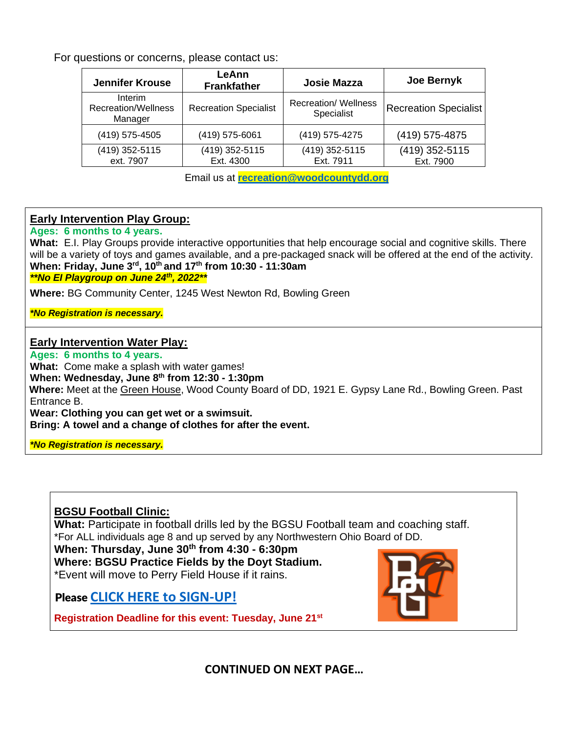For questions or concerns, please contact us:

| Jennifer Krouse | LeAnn Frankfather | Josie Mazza | Joe Bernyk |
| --- | --- | --- | --- |
| Interim Recreation/Wellness Manager | Recreation Specialist | Recreation/ Wellness Specialist | Recreation Specialist |
| (419) 575-4505 | (419) 575-6061 | (419) 575-4275 | (419) 575-4875 |
| (419) 352-5115 ext. 7907 | (419) 352-5115 Ext. 4300 | (419) 352-5115 Ext. 7911 | (419) 352-5115 Ext. 7900 |

Email us at **recreation@woodcountydd.org**

## Early Intervention Play Group:

**Ages: 6 months to 4 years.**

**What:** E.I. Play Groups provide interactive opportunities that help encourage social and cognitive skills. There will be a variety of toys and games available, and a pre-packaged snack will be offered at the end of the activity.

**When: Friday, June 3rd, 10th and 17th from 10:30 - 11:30am**

***\*\*No EI Playgroup on June 24th, 2022\*\****

**Where:** BG Community Center, 1245 West Newton Rd, Bowling Green

***\*No Registration is necessary.***

## Early Intervention Water Play:

**Ages: 6 months to 4 years.**

**What:** Come make a splash with water games!

**When: Wednesday, June 8th from 12:30 - 1:30pm**

**Where:** Meet at the Green House, Wood County Board of DD, 1921 E. Gypsy Lane Rd., Bowling Green. Past Entrance B.

**Wear: Clothing you can get wet or a swimsuit.**

**Bring: A towel and a change of clothes for after the event.**

***\*No Registration is necessary.***

## BGSU Football Clinic:

**What:** Participate in football drills led by the BGSU Football team and coaching staff.

*For ALL individuals age 8 and up served by any Northwestern Ohio Board of DD.

**When: Thursday, June 30th from 4:30 - 6:30pm**

**Where: BGSU Practice Fields by the Doyt Stadium.**

*Event will move to Perry Field House if it rains.

**Please CLICK HERE to SIGN-UP!**

**Registration Deadline for this event: Tuesday, June 21st**

**CONTINUED ON NEXT PAGE…**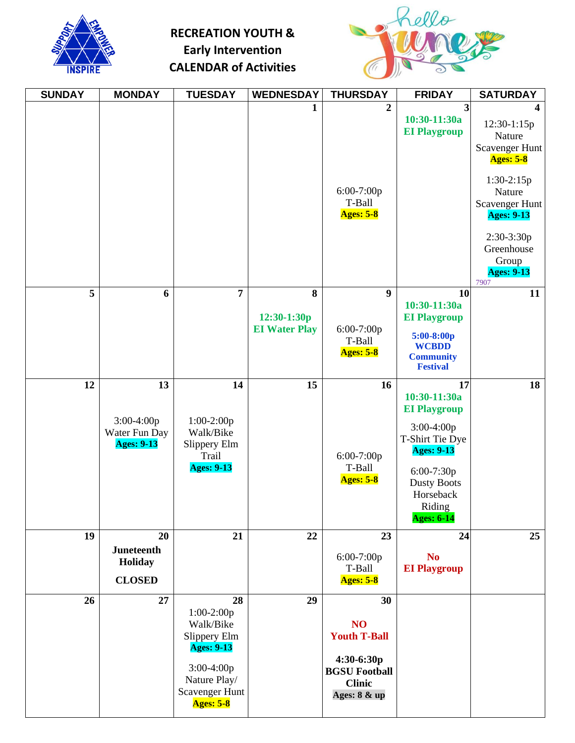SUPPORT EMPOWER INSPIRE

# RECREATION YOUTH & Early Intervention CALENDAR of Activities

hello June

| SUNDAY | MONDAY | TUESDAY | WEDNESDAY | THURSDAY | FRIDAY | SATURDAY |
|---|---|---|---|---|---|---|
| | | | 1 | 2<br>6:00-7:00p T-Ball **Ages: 5-8** | 3<br>**10:30-11:30a EI Playgroup** | 4<br>12:30-1:15p Nature Scavenger Hunt **Ages: 5-8**<br>1:30-2:15p Nature Scavenger Hunt **Ages: 9-13**<br>2:30-3:30p Greenhouse Group **Ages: 9-13**<br>7907 |
| 5 | 6 | 7 | 8<br>**12:30-1:30p EI Water Play** | 9<br>6:00-7:00p T-Ball **Ages: 5-8** | 10<br>**10:30-11:30a EI Playgroup**<br>**5:00-8:00p WCBDD Community Festival** | 11 |
| 12 | 13<br>3:00-4:00p Water Fun Day **Ages: 9-13** | 14<br>1:00-2:00p Walk/Bike Slippery Elm Trail **Ages: 9-13** | 15 | 16<br>6:00-7:00p T-Ball **Ages: 5-8** | 17<br>**10:30-11:30a EI Playgroup**<br>3:00-4:00p T-Shirt Tie Dye **Ages: 9-13**<br>6:00-7:30p Dusty Boots Horseback Riding **Ages: 6-14** | 18 |
| 19 | 20<br>**Juneteenth Holiday**<br>**CLOSED** | 21 | 22 | 23<br>6:00-7:00p T-Ball **Ages: 5-8** | 24<br>**No EI Playgroup** | 25 |
| 26 | 27 | 28<br>1:00-2:00p Walk/Bike Slippery Elm **Ages: 9-13**<br>3:00-4:00p Nature Play/ Scavenger Hunt **Ages: 5-8** | 29 | 30<br>**NO Youth T-Ball**<br>**4:30-6:30p BGSU Football Clinic**<br>**Ages: 8 & up** | | |